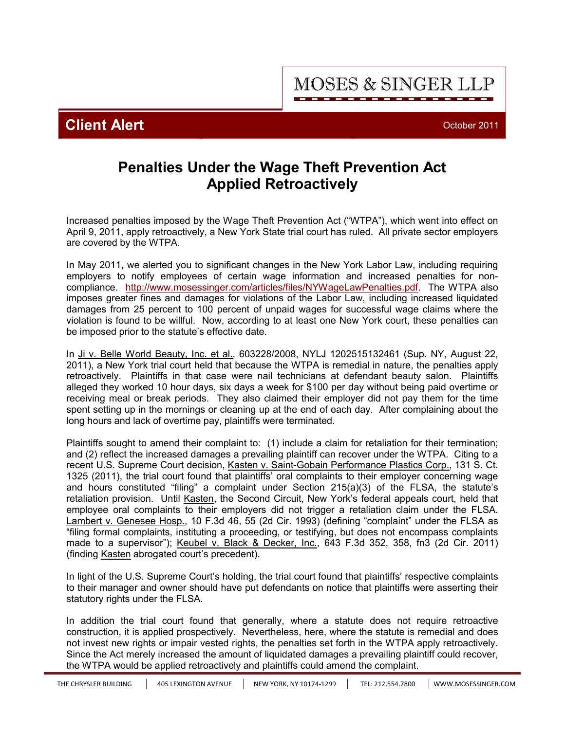MOSES & SINGER LLP

**Client Alert** October 2011

# Penalties Under the Wage Theft Prevention Act Applied Retroactively

Increased penalties imposed by the Wage Theft Prevention Act ("WTPA"), which went into effect on April 9, 2011, apply retroactively, a New York State trial court has ruled. All private sector employers are covered by the WTPA.

In May 2011, we alerted you to significant changes in the New York Labor Law, including requiring employers to notify employees of certain wage information and increased penalties for non-compliance. http://www.mosessinger.com/articles/files/NYWageLawPenalties.pdf. The WTPA also imposes greater fines and damages for violations of the Labor Law, including increased liquidated damages from 25 percent to 100 percent of unpaid wages for successful wage claims where the violation is found to be willful. Now, according to at least one New York court, these penalties can be imposed prior to the statute's effective date.

In Ji v. Belle World Beauty, Inc. et al., 603228/2008, NYLJ 1202515132461 (Sup. NY, August 22, 2011), a New York trial court held that because the WTPA is remedial in nature, the penalties apply retroactively. Plaintiffs in that case were nail technicians at defendant beauty salon. Plaintiffs alleged they worked 10 hour days, six days a week for $100 per day without being paid overtime or receiving meal or break periods. They also claimed their employer did not pay them for the time spent setting up in the mornings or cleaning up at the end of each day. After complaining about the long hours and lack of overtime pay, plaintiffs were terminated.

Plaintiffs sought to amend their complaint to: (1) include a claim for retaliation for their termination; and (2) reflect the increased damages a prevailing plaintiff can recover under the WTPA. Citing to a recent U.S. Supreme Court decision, Kasten v. Saint-Gobain Performance Plastics Corp., 131 S. Ct. 1325 (2011), the trial court found that plaintiffs' oral complaints to their employer concerning wage and hours constituted "filing" a complaint under Section 215(a)(3) of the FLSA, the statute's retaliation provision. Until Kasten, the Second Circuit, New York's federal appeals court, held that employee oral complaints to their employers did not trigger a retaliation claim under the FLSA. Lambert v. Genesee Hosp., 10 F.3d 46, 55 (2d Cir. 1993) (defining "complaint" under the FLSA as "filing formal complaints, instituting a proceeding, or testifying, but does not encompass complaints made to a supervisor"); Keubel v. Black & Decker, Inc., 643 F.3d 352, 358, fn3 (2d Cir. 2011) (finding Kasten abrogated court's precedent).

In light of the U.S. Supreme Court's holding, the trial court found that plaintiffs' respective complaints to their manager and owner should have put defendants on notice that plaintiffs were asserting their statutory rights under the FLSA.

In addition the trial court found that generally, where a statute does not require retroactive construction, it is applied prospectively. Nevertheless, here, where the statute is remedial and does not invest new rights or impair vested rights, the penalties set forth in the WTPA apply retroactively. Since the Act merely increased the amount of liquidated damages a prevailing plaintiff could recover, the WTPA would be applied retroactively and plaintiffs could amend the complaint.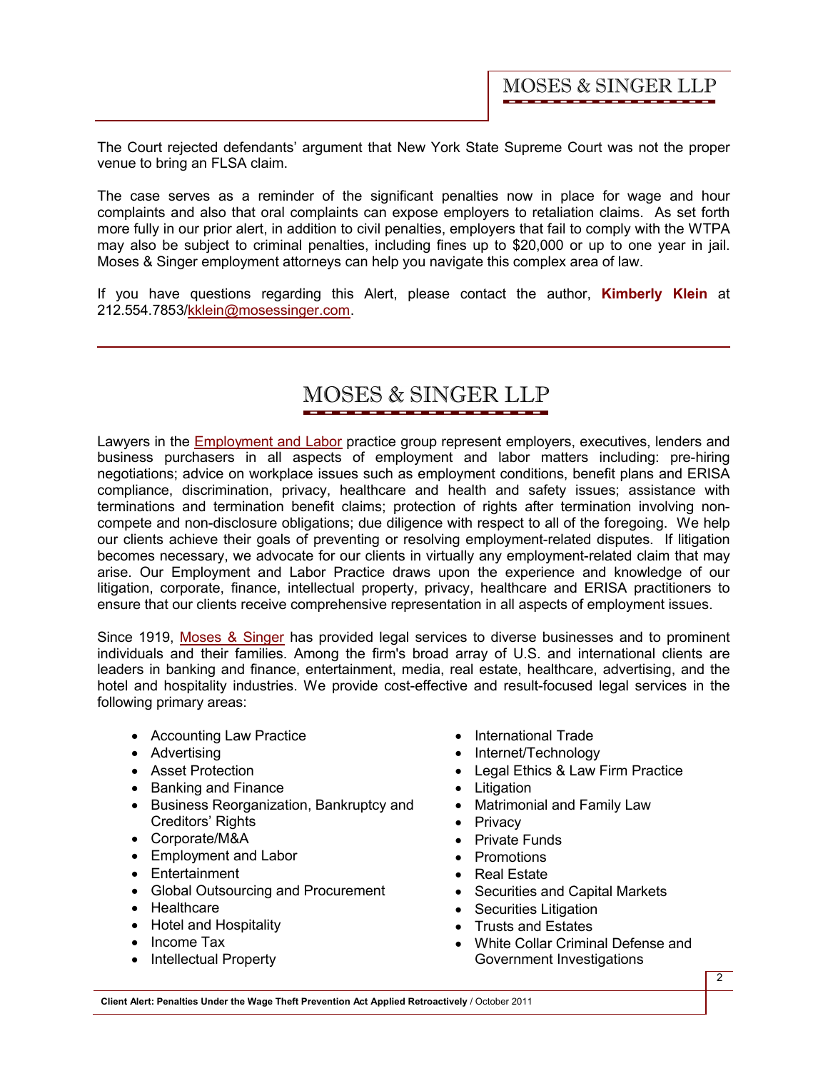The Court rejected defendants' argument that New York State Supreme Court was not the proper venue to bring an FLSA claim.

The case serves as a reminder of the significant penalties now in place for wage and hour complaints and also that oral complaints can expose employers to retaliation claims. As set forth more fully in our prior alert, in addition to civil penalties, employers that fail to comply with the WTPA may also be subject to criminal penalties, including fines up to $20,000 or up to one year in jail. Moses & Singer employment attorneys can help you navigate this complex area of law.

If you have questions regarding this Alert, please contact the author, **Kimberly Klein** at 212.554.7853/kklein@mosessinger.com.

---

## MOSES & SINGER LLP

Lawyers in the Employment and Labor practice group represent employers, executives, lenders and business purchasers in all aspects of employment and labor matters including: pre-hiring negotiations; advice on workplace issues such as employment conditions, benefit plans and ERISA compliance, discrimination, privacy, healthcare and health and safety issues; assistance with terminations and termination benefit claims; protection of rights after termination involving non-compete and non-disclosure obligations; due diligence with respect to all of the foregoing. We help our clients achieve their goals of preventing or resolving employment-related disputes. If litigation becomes necessary, we advocate for our clients in virtually any employment-related claim that may arise. Our Employment and Labor Practice draws upon the experience and knowledge of our litigation, corporate, finance, intellectual property, privacy, healthcare and ERISA practitioners to ensure that our clients receive comprehensive representation in all aspects of employment issues.

Since 1919, Moses & Singer has provided legal services to diverse businesses and to prominent individuals and their families. Among the firm's broad array of U.S. and international clients are leaders in banking and finance, entertainment, media, real estate, healthcare, advertising, and the hotel and hospitality industries. We provide cost-effective and result-focused legal services in the following primary areas:

- Accounting Law Practice
- Advertising
- Asset Protection
- Banking and Finance
- Business Reorganization, Bankruptcy and Creditors' Rights
- Corporate/M&A
- Employment and Labor
- Entertainment
- Global Outsourcing and Procurement
- Healthcare
- Hotel and Hospitality
- Income Tax
- Intellectual Property
- International Trade
- Internet/Technology
- Legal Ethics & Law Firm Practice
- Litigation
- Matrimonial and Family Law
- Privacy
- Private Funds
- Promotions
- Real Estate
- Securities and Capital Markets
- Securities Litigation
- Trusts and Estates
- White Collar Criminal Defense and Government Investigations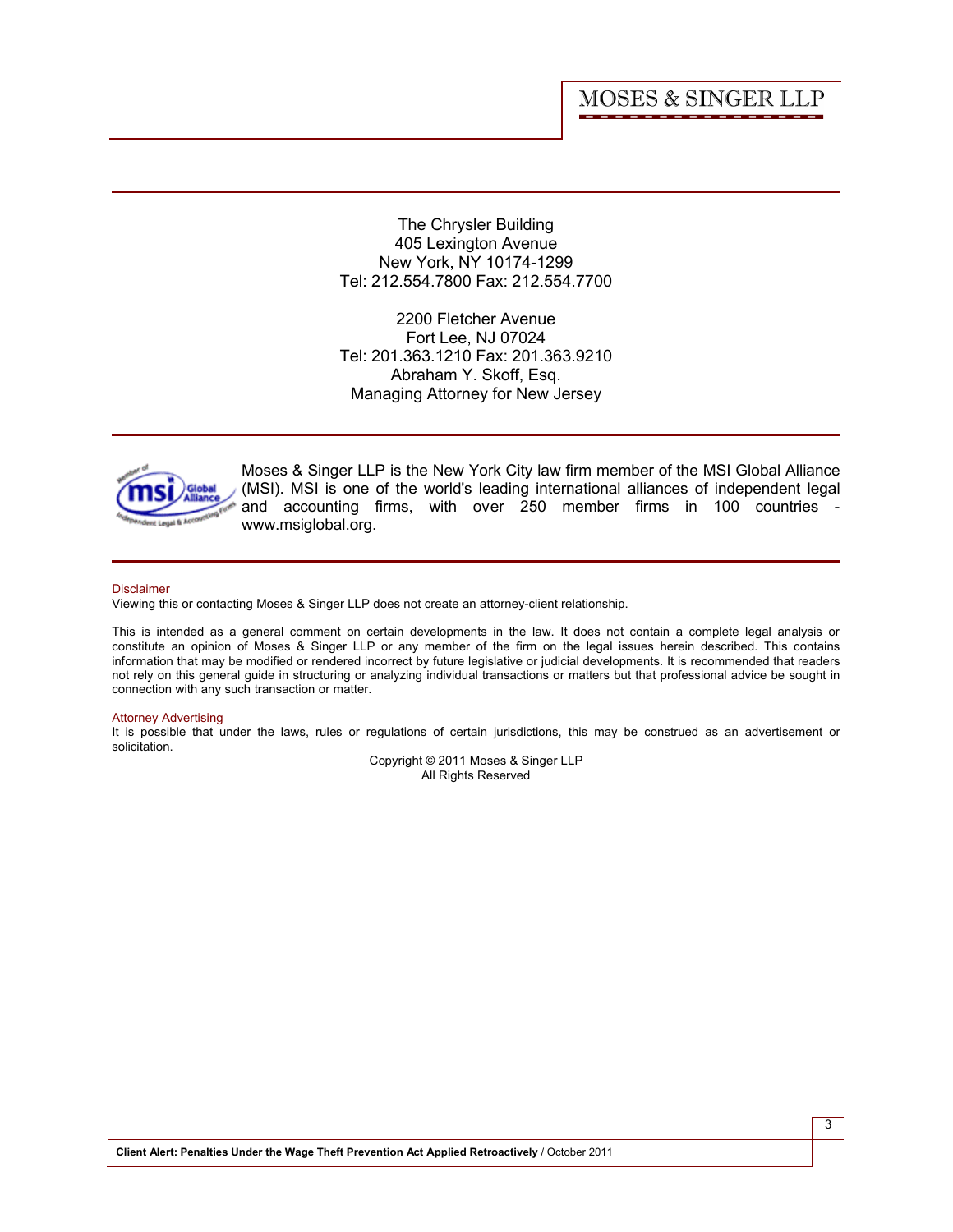The Chrysler Building
405 Lexington Avenue
New York, NY 10174-1299
Tel: 212.554.7800 Fax: 212.554.7700

2200 Fletcher Avenue
Fort Lee, NJ 07024
Tel: 201.363.1210 Fax: 201.363.9210
Abraham Y. Skoff, Esq.
Managing Attorney for New Jersey

Moses & Singer LLP is the New York City law firm member of the MSI Global Alliance (MSI). MSI is one of the world's leading international alliances of independent legal and accounting firms, with over 250 member firms in 100 countries - www.msiglobal.org.

Disclaimer

Viewing this or contacting Moses & Singer LLP does not create an attorney-client relationship.

This is intended as a general comment on certain developments in the law. It does not contain a complete legal analysis or constitute an opinion of Moses & Singer LLP or any member of the firm on the legal issues herein described. This contains information that may be modified or rendered incorrect by future legislative or judicial developments. It is recommended that readers not rely on this general guide in structuring or analyzing individual transactions or matters but that professional advice be sought in connection with any such transaction or matter.

Attorney Advertising

It is possible that under the laws, rules or regulations of certain jurisdictions, this may be construed as an advertisement or solicitation.

Copyright © 2011 Moses & Singer LLP
All Rights Reserved